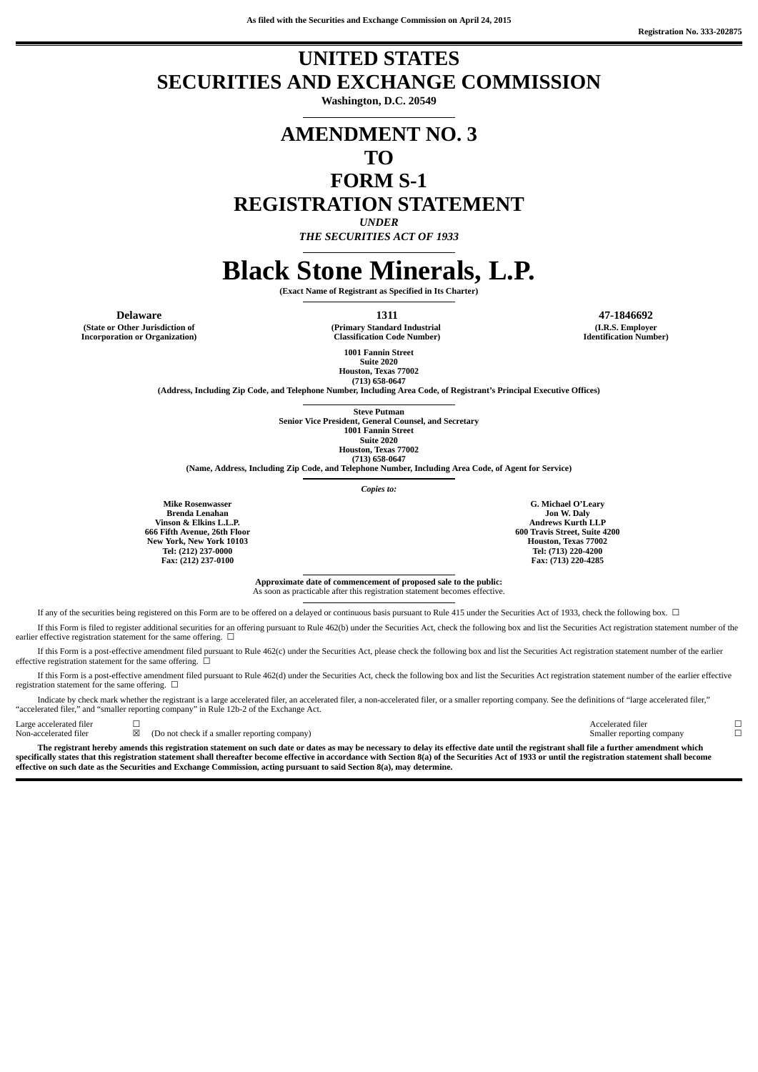As filed with the Securities and Exchange Commission on April 24, 2015

Registration No. 333-202875

# UNITED STATES
# SECURITIES AND EXCHANGE COMMISSION

**Washington, D.C. 20549**

# AMENDMENT NO. 3
# TO
# FORM S-1
# REGISTRATION STATEMENT

***UNDER***

***THE SECURITIES ACT OF 1933***

# Black Stone Minerals, L.P.

**(Exact Name of Registrant as Specified in Its Charter)**

| Delaware | 1311 | 47-1846692 |
|---|---|---|
| (State or Other Jurisdiction of Incorporation or Organization) | (Primary Standard Industrial Classification Code Number) | (I.R.S. Employer Identification Number) |

**1001 Fannin Street**
**Suite 2020**
**Houston, Texas 77002**
**(713) 658-0647**

**(Address, Including Zip Code, and Telephone Number, Including Area Code, of Registrant's Principal Executive Offices)**

**Steve Putman**
**Senior Vice President, General Counsel, and Secretary**
**1001 Fannin Street**
**Suite 2020**
**Houston, Texas 77002**
**(713) 658-0647**

**(Name, Address, Including Zip Code, and Telephone Number, Including Area Code, of Agent for Service)**

*Copies to:*

| Mike Rosenwasser<br>Brenda Lenahan<br>Vinson & Elkins L.L.P.<br>666 Fifth Avenue, 26th Floor<br>New York, New York 10103<br>Tel: (212) 237-0000<br>Fax: (212) 237-0100 | G. Michael O'Leary<br>Jon W. Daly<br>Andrews Kurth LLP<br>600 Travis Street, Suite 4200<br>Houston, Texas 77002<br>Tel: (713) 220-4200<br>Fax: (713) 220-4285 |
|---|---|

**Approximate date of commencement of proposed sale to the public:**
As soon as practicable after this registration statement becomes effective.

If any of the securities being registered on this Form are to be offered on a delayed or continuous basis pursuant to Rule 415 under the Securities Act of 1933, check the following box. ☐

If this Form is filed to register additional securities for an offering pursuant to Rule 462(b) under the Securities Act, check the following box and list the Securities Act registration statement number of the earlier effective registration statement for the same offering. ☐

If this Form is a post-effective amendment filed pursuant to Rule 462(c) under the Securities Act, please check the following box and list the Securities Act registration statement number of the earlier effective registration statement for the same offering. ☐

If this Form is a post-effective amendment filed pursuant to Rule 462(d) under the Securities Act, check the following box and list the Securities Act registration statement number of the earlier effective registration statement for the same offering. ☐

Indicate by check mark whether the registrant is a large accelerated filer, an accelerated filer, a non-accelerated filer, or a smaller reporting company. See the definitions of "large accelerated filer," "accelerated filer," and "smaller reporting company" in Rule 12b-2 of the Exchange Act.

| | | | |
|---|---|---|---|
| Large accelerated filer | ☐ | Accelerated filer | ☐ |
| Non-accelerated filer | ☒ (Do not check if a smaller reporting company) | Smaller reporting company | ☐ |

**The registrant hereby amends this registration statement on such date or dates as may be necessary to delay its effective date until the registrant shall file a further amendment which specifically states that this registration statement shall thereafter become effective in accordance with Section 8(a) of the Securities Act of 1933 or until the registration statement shall become effective on such date as the Securities and Exchange Commission, acting pursuant to said Section 8(a), may determine.**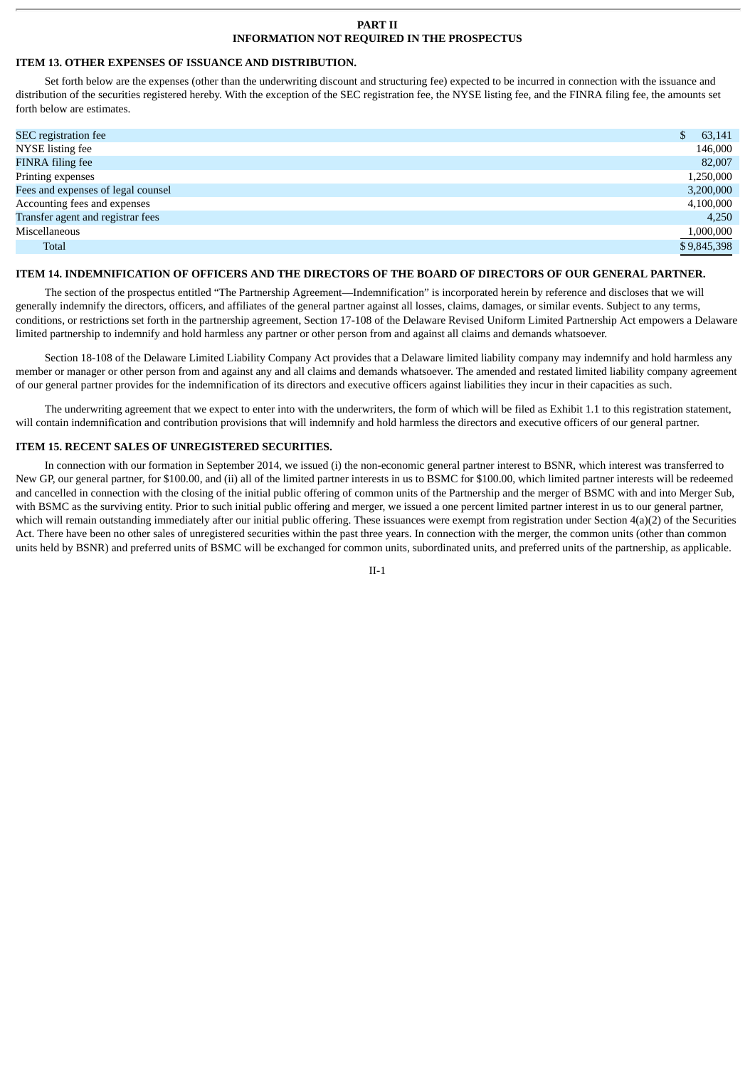# PART II
# INFORMATION NOT REQUIRED IN THE PROSPECTUS

## ITEM 13. OTHER EXPENSES OF ISSUANCE AND DISTRIBUTION.

Set forth below are the expenses (other than the underwriting discount and structuring fee) expected to be incurred in connection with the issuance and distribution of the securities registered hereby. With the exception of the SEC registration fee, the NYSE listing fee, and the FINRA filing fee, the amounts set forth below are estimates.

| | |
|---|---|
| SEC registration fee | $ 63,141 |
| NYSE listing fee | 146,000 |
| FINRA filing fee | 82,007 |
| Printing expenses | 1,250,000 |
| Fees and expenses of legal counsel | 3,200,000 |
| Accounting fees and expenses | 4,100,000 |
| Transfer agent and registrar fees | 4,250 |
| Miscellaneous | 1,000,000 |
| Total | $ 9,845,398 |

## ITEM 14. INDEMNIFICATION OF OFFICERS AND THE DIRECTORS OF THE BOARD OF DIRECTORS OF OUR GENERAL PARTNER.

The section of the prospectus entitled “The Partnership Agreement—Indemnification” is incorporated herein by reference and discloses that we will generally indemnify the directors, officers, and affiliates of the general partner against all losses, claims, damages, or similar events. Subject to any terms, conditions, or restrictions set forth in the partnership agreement, Section 17-108 of the Delaware Revised Uniform Limited Partnership Act empowers a Delaware limited partnership to indemnify and hold harmless any partner or other person from and against all claims and demands whatsoever.

Section 18-108 of the Delaware Limited Liability Company Act provides that a Delaware limited liability company may indemnify and hold harmless any member or manager or other person from and against any and all claims and demands whatsoever. The amended and restated limited liability company agreement of our general partner provides for the indemnification of its directors and executive officers against liabilities they incur in their capacities as such.

The underwriting agreement that we expect to enter into with the underwriters, the form of which will be filed as Exhibit 1.1 to this registration statement, will contain indemnification and contribution provisions that will indemnify and hold harmless the directors and executive officers of our general partner.

## ITEM 15. RECENT SALES OF UNREGISTERED SECURITIES.

In connection with our formation in September 2014, we issued (i) the non-economic general partner interest to BSNR, which interest was transferred to New GP, our general partner, for $100.00, and (ii) all of the limited partner interests in us to BSMC for $100.00, which limited partner interests will be redeemed and cancelled in connection with the closing of the initial public offering of common units of the Partnership and the merger of BSMC with and into Merger Sub, with BSMC as the surviving entity. Prior to such initial public offering and merger, we issued a one percent limited partner interest in us to our general partner, which will remain outstanding immediately after our initial public offering. These issuances were exempt from registration under Section 4(a)(2) of the Securities Act. There have been no other sales of unregistered securities within the past three years. In connection with the merger, the common units (other than common units held by BSNR) and preferred units of BSMC will be exchanged for common units, subordinated units, and preferred units of the partnership, as applicable.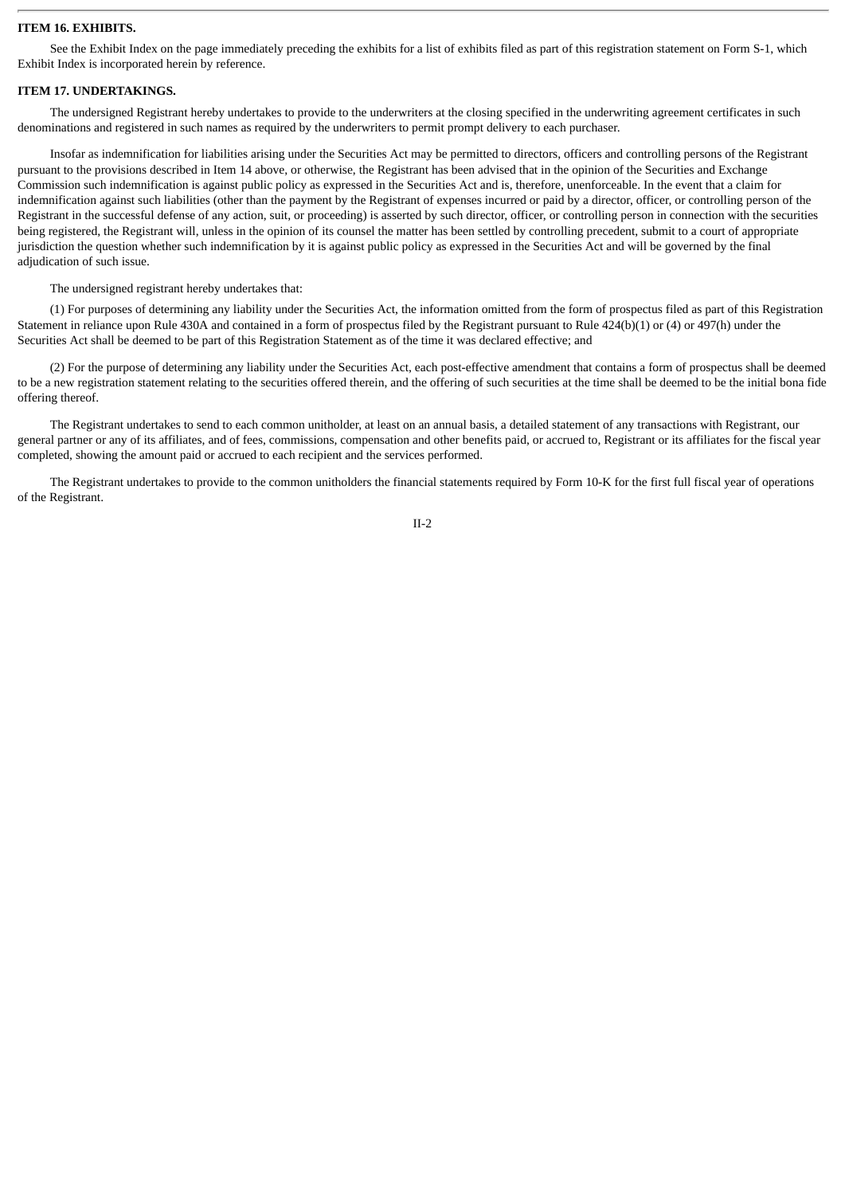**ITEM 16. EXHIBITS.**

See the Exhibit Index on the page immediately preceding the exhibits for a list of exhibits filed as part of this registration statement on Form S-1, which Exhibit Index is incorporated herein by reference.

**ITEM 17. UNDERTAKINGS.**

The undersigned Registrant hereby undertakes to provide to the underwriters at the closing specified in the underwriting agreement certificates in such denominations and registered in such names as required by the underwriters to permit prompt delivery to each purchaser.

Insofar as indemnification for liabilities arising under the Securities Act may be permitted to directors, officers and controlling persons of the Registrant pursuant to the provisions described in Item 14 above, or otherwise, the Registrant has been advised that in the opinion of the Securities and Exchange Commission such indemnification is against public policy as expressed in the Securities Act and is, therefore, unenforceable. In the event that a claim for indemnification against such liabilities (other than the payment by the Registrant of expenses incurred or paid by a director, officer, or controlling person of the Registrant in the successful defense of any action, suit, or proceeding) is asserted by such director, officer, or controlling person in connection with the securities being registered, the Registrant will, unless in the opinion of its counsel the matter has been settled by controlling precedent, submit to a court of appropriate jurisdiction the question whether such indemnification by it is against public policy as expressed in the Securities Act and will be governed by the final adjudication of such issue.

The undersigned registrant hereby undertakes that:

(1) For purposes of determining any liability under the Securities Act, the information omitted from the form of prospectus filed as part of this Registration Statement in reliance upon Rule 430A and contained in a form of prospectus filed by the Registrant pursuant to Rule 424(b)(1) or (4) or 497(h) under the Securities Act shall be deemed to be part of this Registration Statement as of the time it was declared effective; and

(2) For the purpose of determining any liability under the Securities Act, each post-effective amendment that contains a form of prospectus shall be deemed to be a new registration statement relating to the securities offered therein, and the offering of such securities at the time shall be deemed to be the initial bona fide offering thereof.

The Registrant undertakes to send to each common unitholder, at least on an annual basis, a detailed statement of any transactions with Registrant, our general partner or any of its affiliates, and of fees, commissions, compensation and other benefits paid, or accrued to, Registrant or its affiliates for the fiscal year completed, showing the amount paid or accrued to each recipient and the services performed.

The Registrant undertakes to provide to the common unitholders the financial statements required by Form 10-K for the first full fiscal year of operations of the Registrant.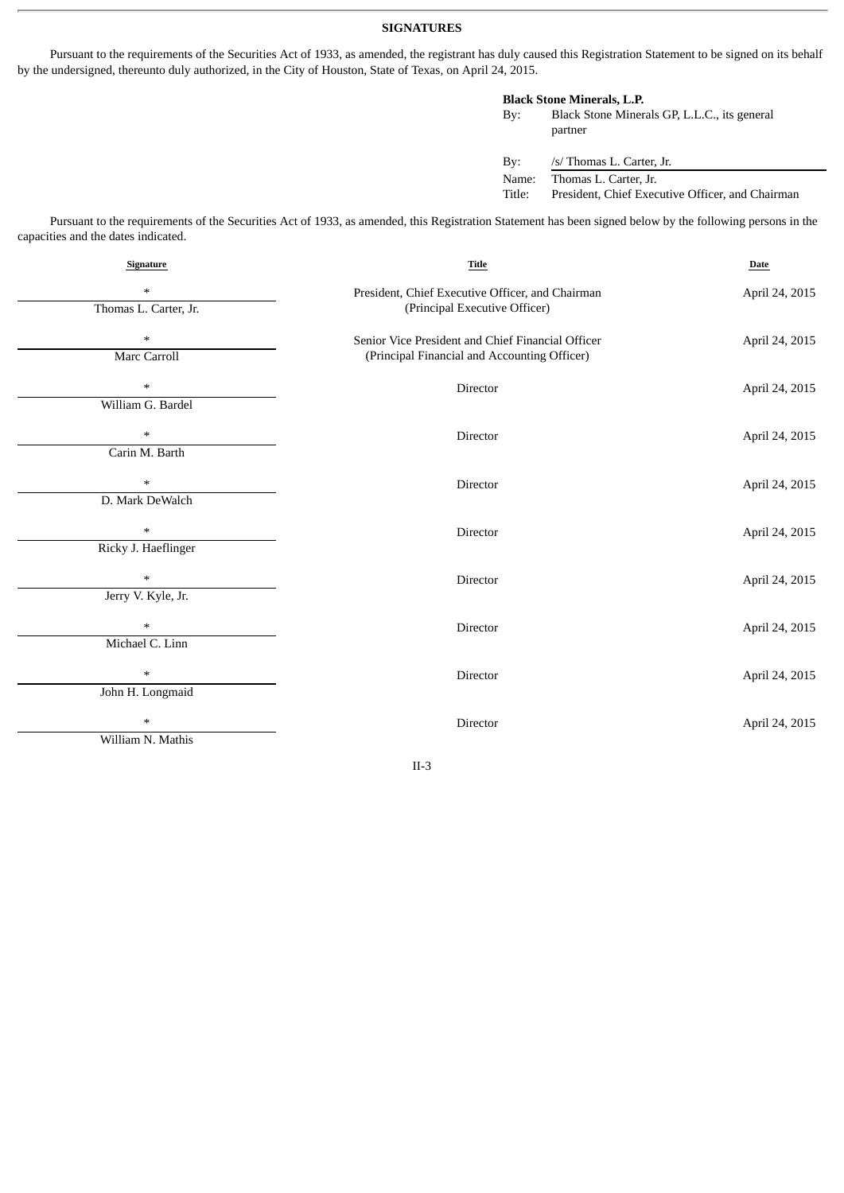**SIGNATURES**

Pursuant to the requirements of the Securities Act of 1933, as amended, the registrant has duly caused this Registration Statement to be signed on its behalf by the undersigned, thereunto duly authorized, in the City of Houston, State of Texas, on April 24, 2015.

**Black Stone Minerals, L.P.**

By: Black Stone Minerals GP, L.L.C., its general partner

By: /s/ Thomas L. Carter, Jr.
Name: Thomas L. Carter, Jr.
Title: President, Chief Executive Officer, and Chairman

Pursuant to the requirements of the Securities Act of 1933, as amended, this Registration Statement has been signed below by the following persons in the capacities and the dates indicated.

| Signature | Title | Date |
|---|---|---|
| *<br>Thomas L. Carter, Jr. | President, Chief Executive Officer, and Chairman (Principal Executive Officer) | April 24, 2015 |
| *<br>Marc Carroll | Senior Vice President and Chief Financial Officer (Principal Financial and Accounting Officer) | April 24, 2015 |
| *<br>William G. Bardel | Director | April 24, 2015 |
| *<br>Carin M. Barth | Director | April 24, 2015 |
| *<br>D. Mark DeWalch | Director | April 24, 2015 |
| *<br>Ricky J. Haeflinger | Director | April 24, 2015 |
| *<br>Jerry V. Kyle, Jr. | Director | April 24, 2015 |
| *<br>Michael C. Linn | Director | April 24, 2015 |
| *<br>John H. Longmaid | Director | April 24, 2015 |
| *<br>William N. Mathis | Director | April 24, 2015 |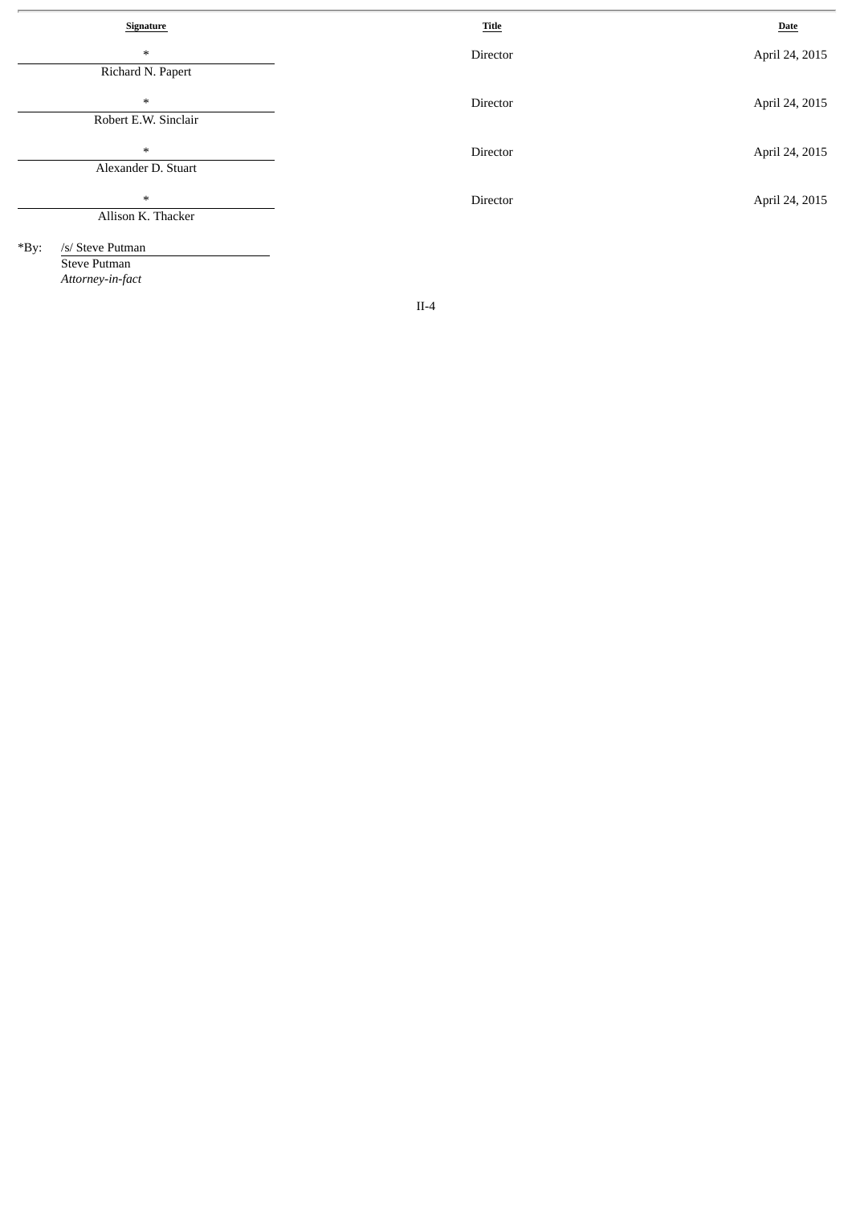| Signature | Title | Date |
|---|---|---|
| *<br>Richard N. Papert | Director | April 24, 2015 |
| *<br>Robert E.W. Sinclair | Director | April 24, 2015 |
| *<br>Alexander D. Stuart | Director | April 24, 2015 |
| *<br>Allison K. Thacker | Director | April 24, 2015 |

*By: /s/ Steve Putman
Steve Putman
*Attorney-in-fact*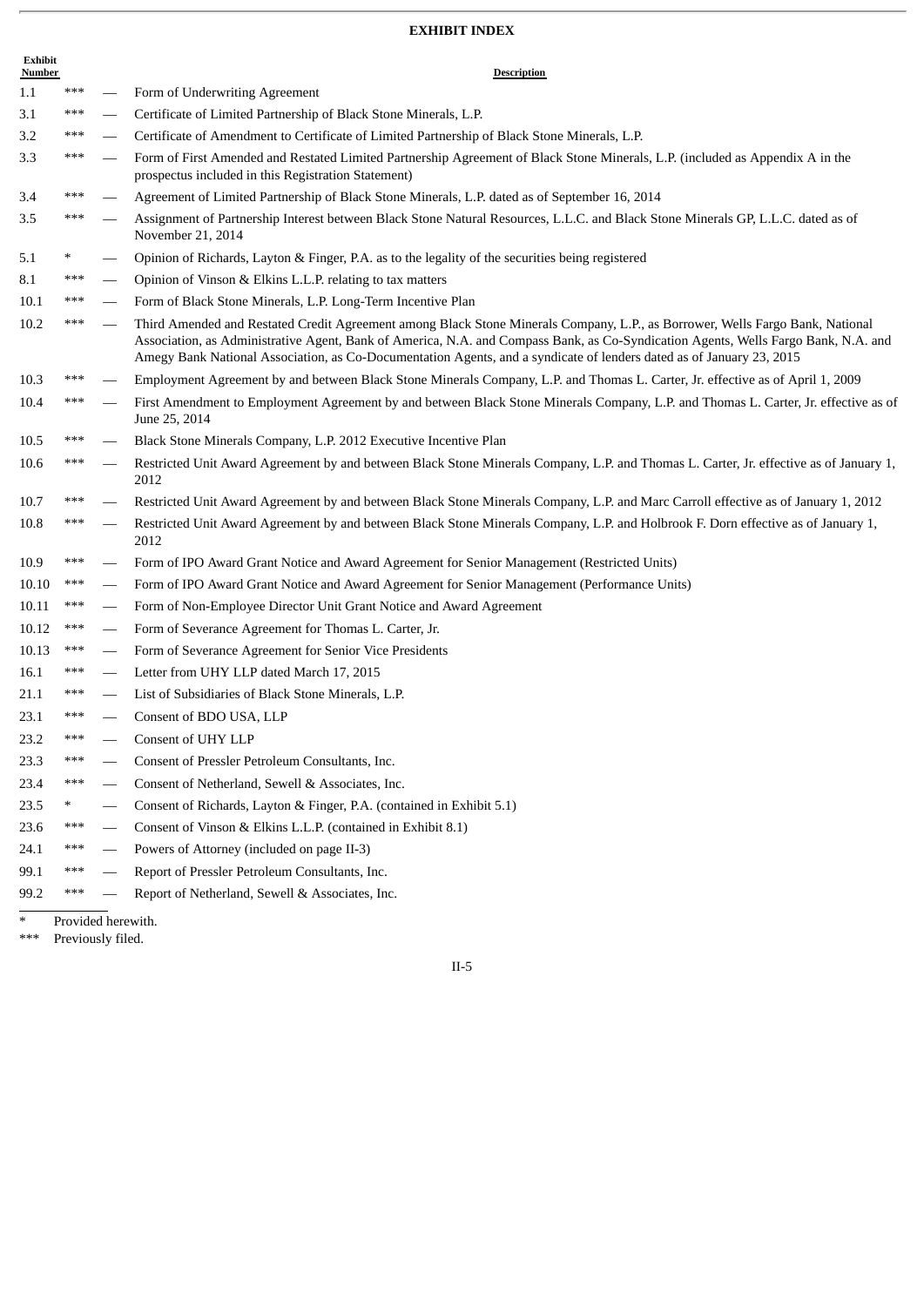## EXHIBIT INDEX

| Exhibit Number | | | Description |
|---|---|---|---|
| 1.1 | *** | — | Form of Underwriting Agreement |
| 3.1 | *** | — | Certificate of Limited Partnership of Black Stone Minerals, L.P. |
| 3.2 | *** | — | Certificate of Amendment to Certificate of Limited Partnership of Black Stone Minerals, L.P. |
| 3.3 | *** | — | Form of First Amended and Restated Limited Partnership Agreement of Black Stone Minerals, L.P. (included as Appendix A in the prospectus included in this Registration Statement) |
| 3.4 | *** | — | Agreement of Limited Partnership of Black Stone Minerals, L.P. dated as of September 16, 2014 |
| 3.5 | *** | — | Assignment of Partnership Interest between Black Stone Natural Resources, L.L.C. and Black Stone Minerals GP, L.L.C. dated as of November 21, 2014 |
| 5.1 | * | — | Opinion of Richards, Layton & Finger, P.A. as to the legality of the securities being registered |
| 8.1 | *** | — | Opinion of Vinson & Elkins L.L.P. relating to tax matters |
| 10.1 | *** | — | Form of Black Stone Minerals, L.P. Long-Term Incentive Plan |
| 10.2 | *** | — | Third Amended and Restated Credit Agreement among Black Stone Minerals Company, L.P., as Borrower, Wells Fargo Bank, National Association, as Administrative Agent, Bank of America, N.A. and Compass Bank, as Co-Syndication Agents, Wells Fargo Bank, N.A. and Amegy Bank National Association, as Co-Documentation Agents, and a syndicate of lenders dated as of January 23, 2015 |
| 10.3 | *** | — | Employment Agreement by and between Black Stone Minerals Company, L.P. and Thomas L. Carter, Jr. effective as of April 1, 2009 |
| 10.4 | *** | — | First Amendment to Employment Agreement by and between Black Stone Minerals Company, L.P. and Thomas L. Carter, Jr. effective as of June 25, 2014 |
| 10.5 | *** | — | Black Stone Minerals Company, L.P. 2012 Executive Incentive Plan |
| 10.6 | *** | — | Restricted Unit Award Agreement by and between Black Stone Minerals Company, L.P. and Thomas L. Carter, Jr. effective as of January 1, 2012 |
| 10.7 | *** | — | Restricted Unit Award Agreement by and between Black Stone Minerals Company, L.P. and Marc Carroll effective as of January 1, 2012 |
| 10.8 | *** | — | Restricted Unit Award Agreement by and between Black Stone Minerals Company, L.P. and Holbrook F. Dorn effective as of January 1, 2012 |
| 10.9 | *** | — | Form of IPO Award Grant Notice and Award Agreement for Senior Management (Restricted Units) |
| 10.10 | *** | — | Form of IPO Award Grant Notice and Award Agreement for Senior Management (Performance Units) |
| 10.11 | *** | — | Form of Non-Employee Director Unit Grant Notice and Award Agreement |
| 10.12 | *** | — | Form of Severance Agreement for Thomas L. Carter, Jr. |
| 10.13 | *** | — | Form of Severance Agreement for Senior Vice Presidents |
| 16.1 | *** | — | Letter from UHY LLP dated March 17, 2015 |
| 21.1 | *** | — | List of Subsidiaries of Black Stone Minerals, L.P. |
| 23.1 | *** | — | Consent of BDO USA, LLP |
| 23.2 | *** | — | Consent of UHY LLP |
| 23.3 | *** | — | Consent of Pressler Petroleum Consultants, Inc. |
| 23.4 | *** | — | Consent of Netherland, Sewell & Associates, Inc. |
| 23.5 | * | — | Consent of Richards, Layton & Finger, P.A. (contained in Exhibit 5.1) |
| 23.6 | *** | — | Consent of Vinson & Elkins L.L.P. (contained in Exhibit 8.1) |
| 24.1 | *** | — | Powers of Attorney (included on page II-3) |
| 99.1 | *** | — | Report of Pressler Petroleum Consultants, Inc. |
| 99.2 | *** | — | Report of Netherland, Sewell & Associates, Inc. |

\* Provided herewith.

*** Previously filed.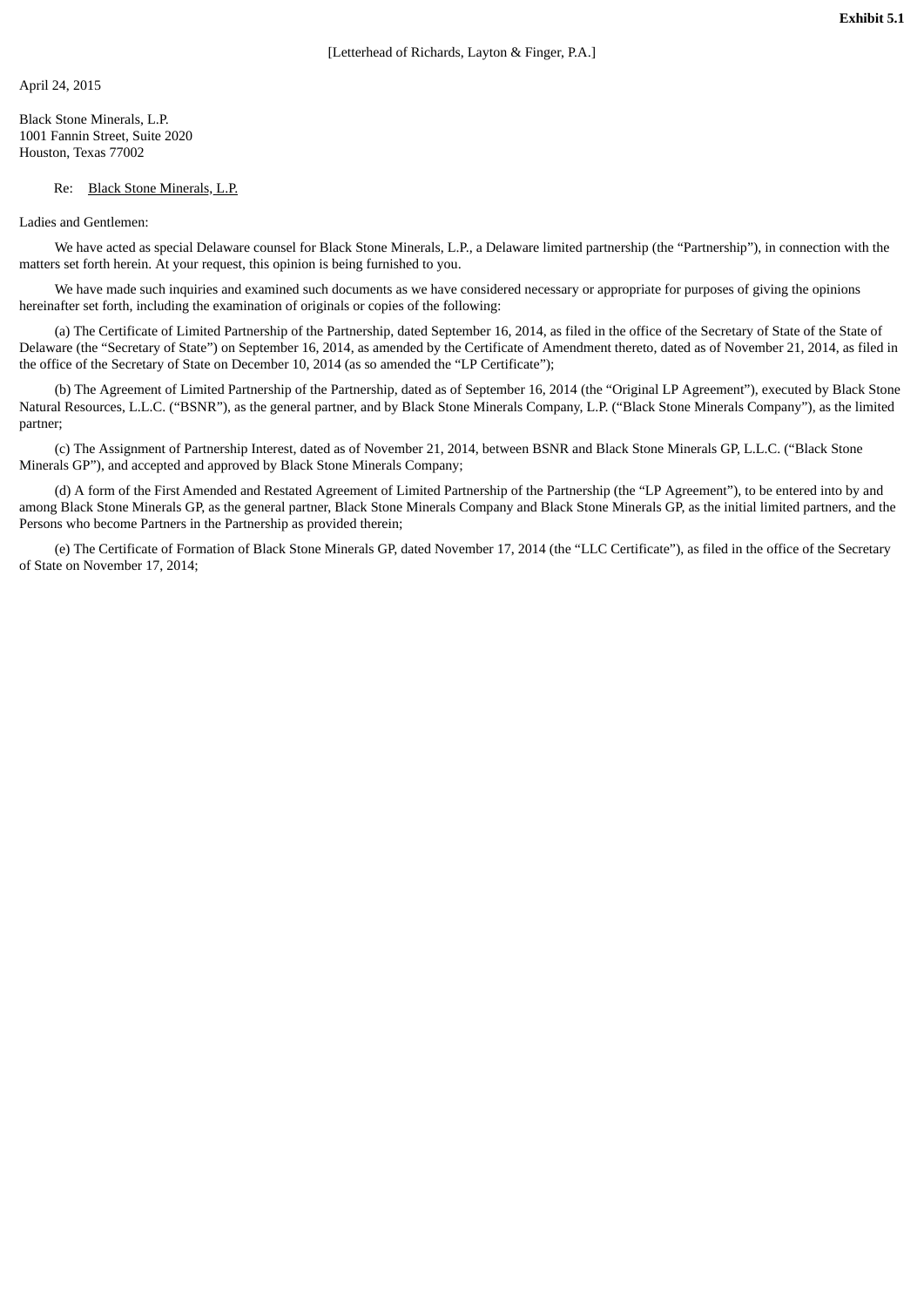**Exhibit 5.1**

[Letterhead of Richards, Layton & Finger, P.A.]

April 24, 2015

Black Stone Minerals, L.P.
1001 Fannin Street, Suite 2020
Houston, Texas 77002

Re: Black Stone Minerals, L.P.

Ladies and Gentlemen:

We have acted as special Delaware counsel for Black Stone Minerals, L.P., a Delaware limited partnership (the "Partnership"), in connection with the matters set forth herein. At your request, this opinion is being furnished to you.

We have made such inquiries and examined such documents as we have considered necessary or appropriate for purposes of giving the opinions hereinafter set forth, including the examination of originals or copies of the following:

(a) The Certificate of Limited Partnership of the Partnership, dated September 16, 2014, as filed in the office of the Secretary of State of the State of Delaware (the "Secretary of State") on September 16, 2014, as amended by the Certificate of Amendment thereto, dated as of November 21, 2014, as filed in the office of the Secretary of State on December 10, 2014 (as so amended the "LP Certificate");

(b) The Agreement of Limited Partnership of the Partnership, dated as of September 16, 2014 (the "Original LP Agreement"), executed by Black Stone Natural Resources, L.L.C. ("BSNR"), as the general partner, and by Black Stone Minerals Company, L.P. ("Black Stone Minerals Company"), as the limited partner;

(c) The Assignment of Partnership Interest, dated as of November 21, 2014, between BSNR and Black Stone Minerals GP, L.L.C. ("Black Stone Minerals GP"), and accepted and approved by Black Stone Minerals Company;

(d) A form of the First Amended and Restated Agreement of Limited Partnership of the Partnership (the "LP Agreement"), to be entered into by and among Black Stone Minerals GP, as the general partner, Black Stone Minerals Company and Black Stone Minerals GP, as the initial limited partners, and the Persons who become Partners in the Partnership as provided therein;

(e) The Certificate of Formation of Black Stone Minerals GP, dated November 17, 2014 (the "LLC Certificate"), as filed in the office of the Secretary of State on November 17, 2014;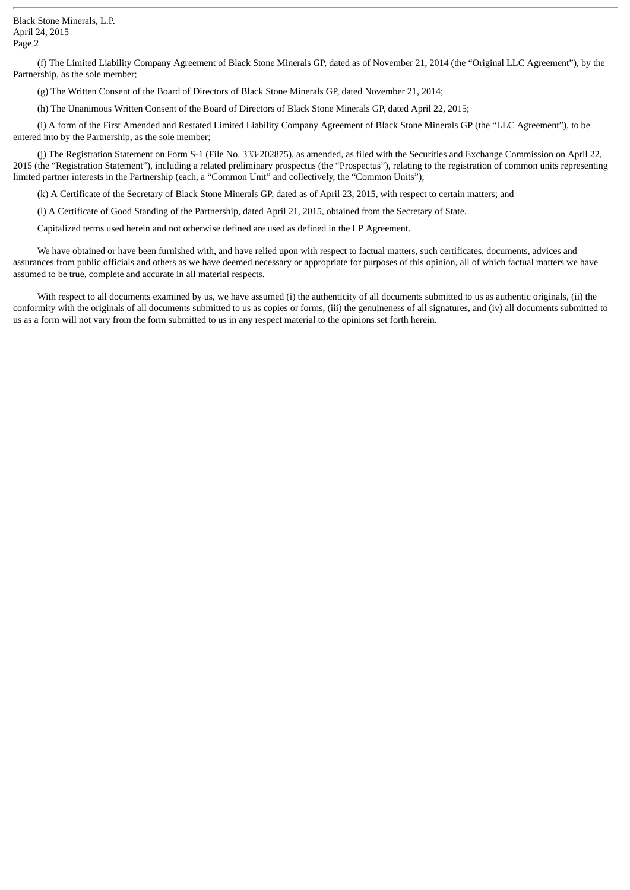(f) The Limited Liability Company Agreement of Black Stone Minerals GP, dated as of November 21, 2014 (the "Original LLC Agreement"), by the Partnership, as the sole member;

(g) The Written Consent of the Board of Directors of Black Stone Minerals GP, dated November 21, 2014;

(h) The Unanimous Written Consent of the Board of Directors of Black Stone Minerals GP, dated April 22, 2015;

(i) A form of the First Amended and Restated Limited Liability Company Agreement of Black Stone Minerals GP (the "LLC Agreement"), to be entered into by the Partnership, as the sole member;

(j) The Registration Statement on Form S-1 (File No. 333-202875), as amended, as filed with the Securities and Exchange Commission on April 22, 2015 (the "Registration Statement"), including a related preliminary prospectus (the "Prospectus"), relating to the registration of common units representing limited partner interests in the Partnership (each, a "Common Unit" and collectively, the "Common Units");

(k) A Certificate of the Secretary of Black Stone Minerals GP, dated as of April 23, 2015, with respect to certain matters; and

(l) A Certificate of Good Standing of the Partnership, dated April 21, 2015, obtained from the Secretary of State.

Capitalized terms used herein and not otherwise defined are used as defined in the LP Agreement.

We have obtained or have been furnished with, and have relied upon with respect to factual matters, such certificates, documents, advices and assurances from public officials and others as we have deemed necessary or appropriate for purposes of this opinion, all of which factual matters we have assumed to be true, complete and accurate in all material respects.

With respect to all documents examined by us, we have assumed (i) the authenticity of all documents submitted to us as authentic originals, (ii) the conformity with the originals of all documents submitted to us as copies or forms, (iii) the genuineness of all signatures, and (iv) all documents submitted to us as a form will not vary from the form submitted to us in any respect material to the opinions set forth herein.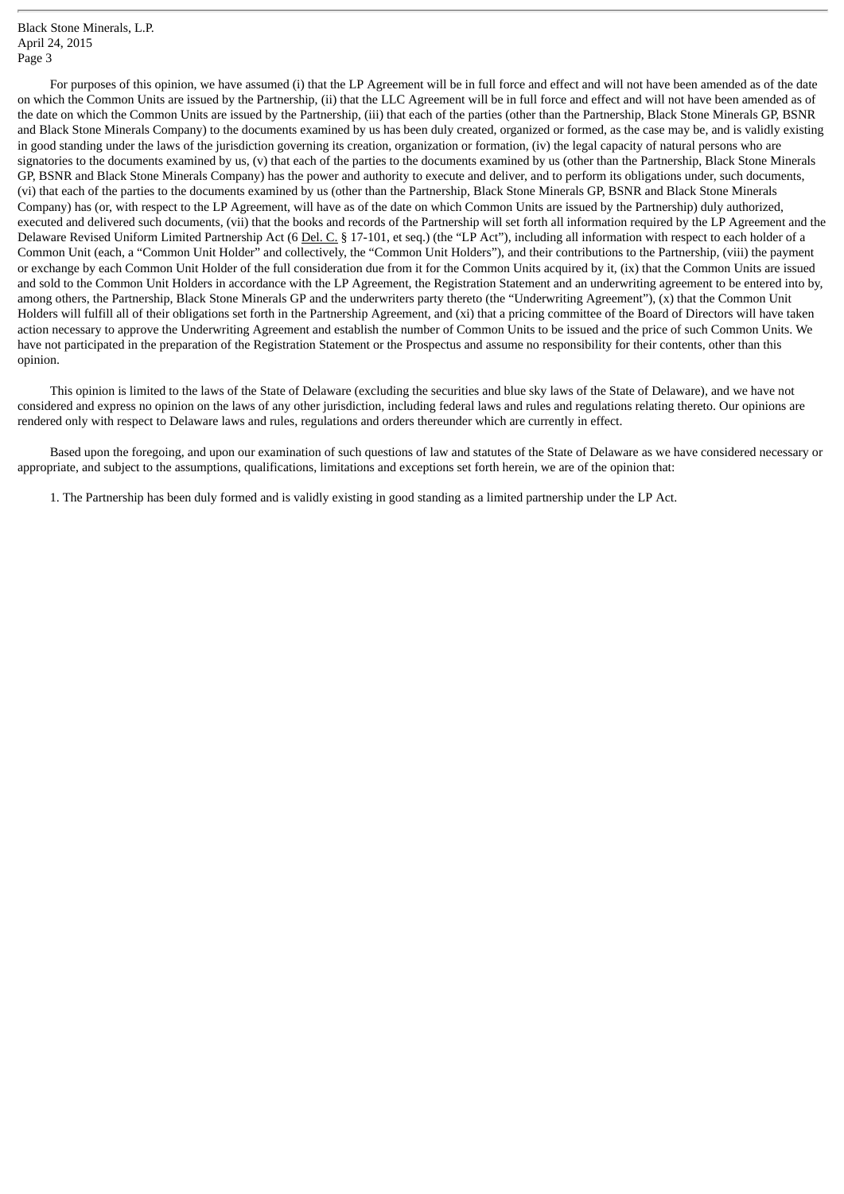For purposes of this opinion, we have assumed (i) that the LP Agreement will be in full force and effect and will not have been amended as of the date on which the Common Units are issued by the Partnership, (ii) that the LLC Agreement will be in full force and effect and will not have been amended as of the date on which the Common Units are issued by the Partnership, (iii) that each of the parties (other than the Partnership, Black Stone Minerals GP, BSNR and Black Stone Minerals Company) to the documents examined by us has been duly created, organized or formed, as the case may be, and is validly existing in good standing under the laws of the jurisdiction governing its creation, organization or formation, (iv) the legal capacity of natural persons who are signatories to the documents examined by us, (v) that each of the parties to the documents examined by us (other than the Partnership, Black Stone Minerals GP, BSNR and Black Stone Minerals Company) has the power and authority to execute and deliver, and to perform its obligations under, such documents, (vi) that each of the parties to the documents examined by us (other than the Partnership, Black Stone Minerals GP, BSNR and Black Stone Minerals Company) has (or, with respect to the LP Agreement, will have as of the date on which Common Units are issued by the Partnership) duly authorized, executed and delivered such documents, (vii) that the books and records of the Partnership will set forth all information required by the LP Agreement and the Delaware Revised Uniform Limited Partnership Act (6 Del. C. § 17-101, et seq.) (the "LP Act"), including all information with respect to each holder of a Common Unit (each, a "Common Unit Holder" and collectively, the "Common Unit Holders"), and their contributions to the Partnership, (viii) the payment or exchange by each Common Unit Holder of the full consideration due from it for the Common Units acquired by it, (ix) that the Common Units are issued and sold to the Common Unit Holders in accordance with the LP Agreement, the Registration Statement and an underwriting agreement to be entered into by, among others, the Partnership, Black Stone Minerals GP and the underwriters party thereto (the "Underwriting Agreement"), (x) that the Common Unit Holders will fulfill all of their obligations set forth in the Partnership Agreement, and (xi) that a pricing committee of the Board of Directors will have taken action necessary to approve the Underwriting Agreement and establish the number of Common Units to be issued and the price of such Common Units. We have not participated in the preparation of the Registration Statement or the Prospectus and assume no responsibility for their contents, other than this opinion.

This opinion is limited to the laws of the State of Delaware (excluding the securities and blue sky laws of the State of Delaware), and we have not considered and express no opinion on the laws of any other jurisdiction, including federal laws and rules and regulations relating thereto. Our opinions are rendered only with respect to Delaware laws and rules, regulations and orders thereunder which are currently in effect.

Based upon the foregoing, and upon our examination of such questions of law and statutes of the State of Delaware as we have considered necessary or appropriate, and subject to the assumptions, qualifications, limitations and exceptions set forth herein, we are of the opinion that:

1. The Partnership has been duly formed and is validly existing in good standing as a limited partnership under the LP Act.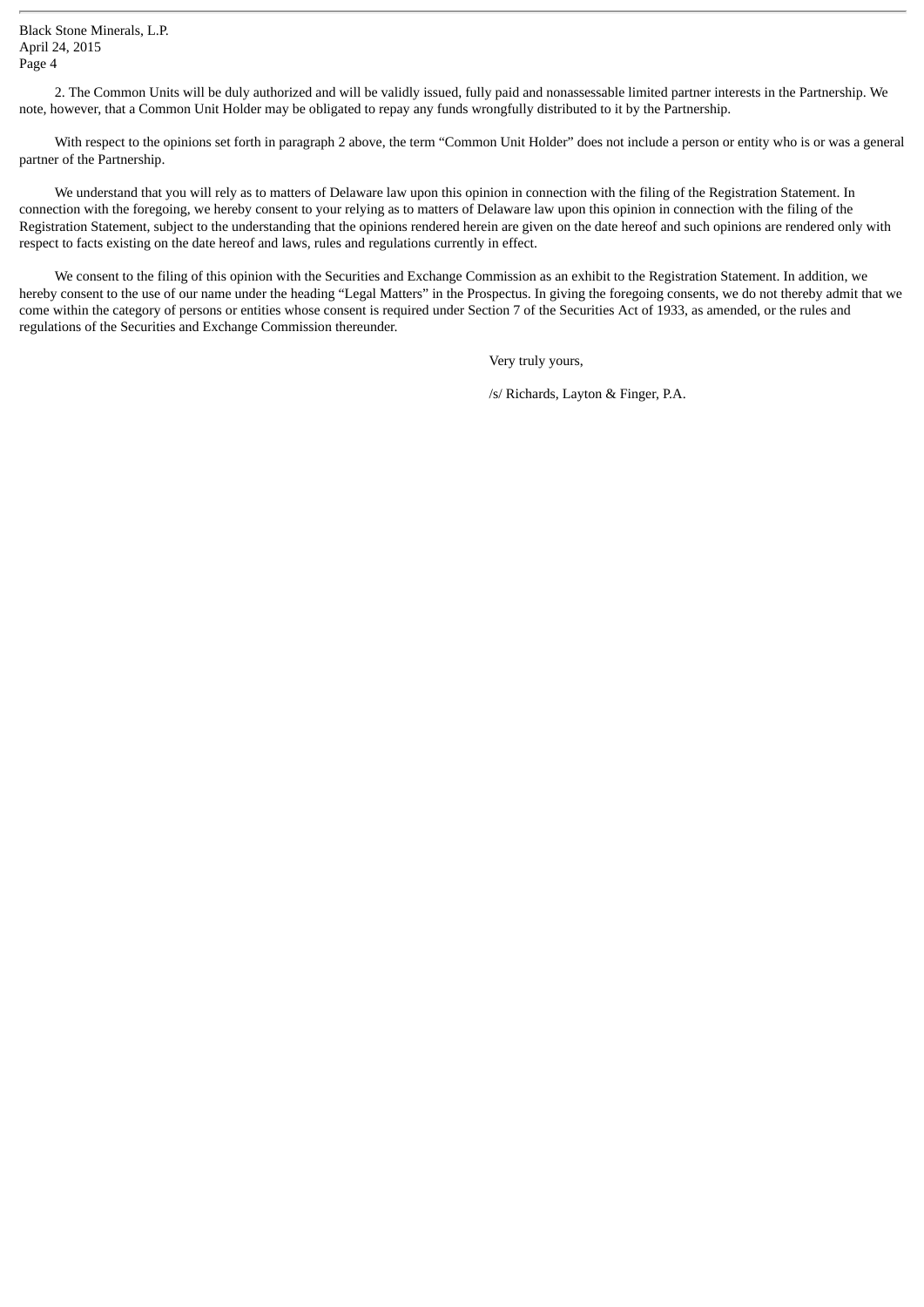2. The Common Units will be duly authorized and will be validly issued, fully paid and nonassessable limited partner interests in the Partnership. We note, however, that a Common Unit Holder may be obligated to repay any funds wrongfully distributed to it by the Partnership.

With respect to the opinions set forth in paragraph 2 above, the term "Common Unit Holder" does not include a person or entity who is or was a general partner of the Partnership.

We understand that you will rely as to matters of Delaware law upon this opinion in connection with the filing of the Registration Statement. In connection with the foregoing, we hereby consent to your relying as to matters of Delaware law upon this opinion in connection with the filing of the Registration Statement, subject to the understanding that the opinions rendered herein are given on the date hereof and such opinions are rendered only with respect to facts existing on the date hereof and laws, rules and regulations currently in effect.

We consent to the filing of this opinion with the Securities and Exchange Commission as an exhibit to the Registration Statement. In addition, we hereby consent to the use of our name under the heading "Legal Matters" in the Prospectus. In giving the foregoing consents, we do not thereby admit that we come within the category of persons or entities whose consent is required under Section 7 of the Securities Act of 1933, as amended, or the rules and regulations of the Securities and Exchange Commission thereunder.

Very truly yours,

/s/ Richards, Layton & Finger, P.A.